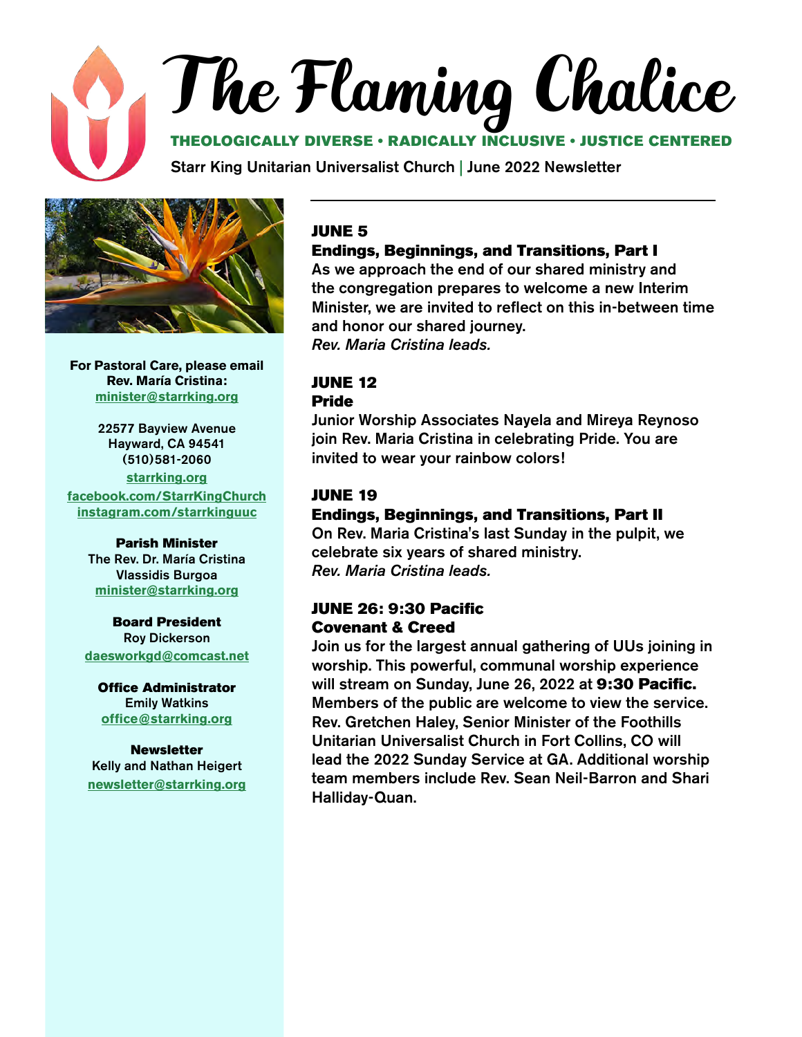# The Flaming Chalice

**THEOLOGICALLY DIVERSE • RADICALLY INCLUSIVE • JUSTICE CENTERED**

Starr King Unitarian Universalist Church | June 2022 Newsletter

**For Pastoral Care, please email Rev. María Cristina:**
minister@starrking.org

22577 Bayview Avenue
Hayward, CA 94541
(510)581-2060

starrking.org
facebook.com/StarrKingChurch
instagram.com/starrkinguuc

**Parish Minister**
The Rev. Dr. María Cristina Vlassidis Burgoa
minister@starrking.org

**Board President**
Roy Dickerson
daesworkgd@comcast.net

**Office Administrator**
Emily Watkins
office@starrking.org

**Newsletter**
Kelly and Nathan Heigert
newsletter@starrking.org

---

### JUNE 5
**Endings, Beginnings, and Transitions, Part I**

As we approach the end of our shared ministry and the congregation prepares to welcome a new Interim Minister, we are invited to reflect on this in-between time and honor our shared journey.
*Rev. Maria Cristina leads.*

### JUNE 12
**Pride**

Junior Worship Associates Nayela and Mireya Reynoso join Rev. Maria Cristina in celebrating Pride. You are invited to wear your rainbow colors!

### JUNE 19
**Endings, Beginnings, and Transitions, Part II**

On Rev. Maria Cristina's last Sunday in the pulpit, we celebrate six years of shared ministry.
*Rev. Maria Cristina leads.*

### JUNE 26: 9:30 Pacific
**Covenant & Creed**

Join us for the largest annual gathering of UUs joining in worship. This powerful, communal worship experience will stream on Sunday, June 26, 2022 at **9:30 Pacific.** Members of the public are welcome to view the service. Rev. Gretchen Haley, Senior Minister of the Foothills Unitarian Universalist Church in Fort Collins, CO will lead the 2022 Sunday Service at GA. Additional worship team members include Rev. Sean Neil-Barron and Shari Halliday-Quan.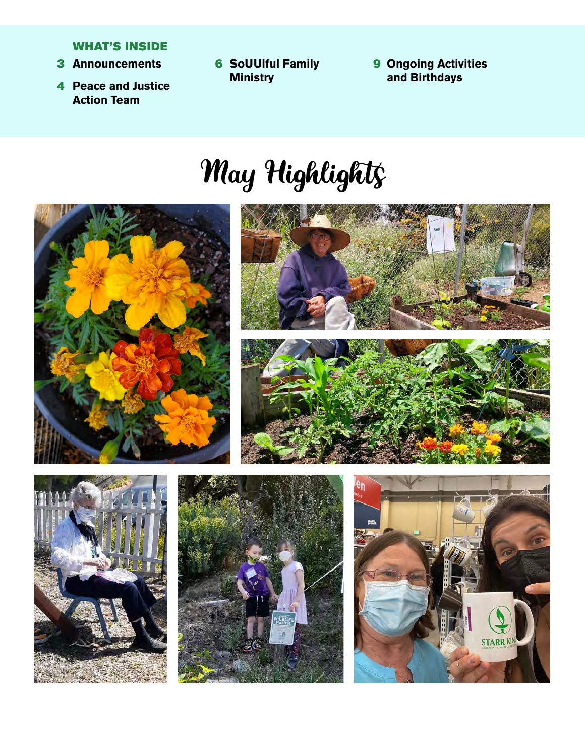**WHAT'S INSIDE**

- **3** Announcements
- **4** Peace and Justice Action Team
- **6** SoUUlful Family Ministry
- **9** Ongoing Activities and Birthdays

# May Highlights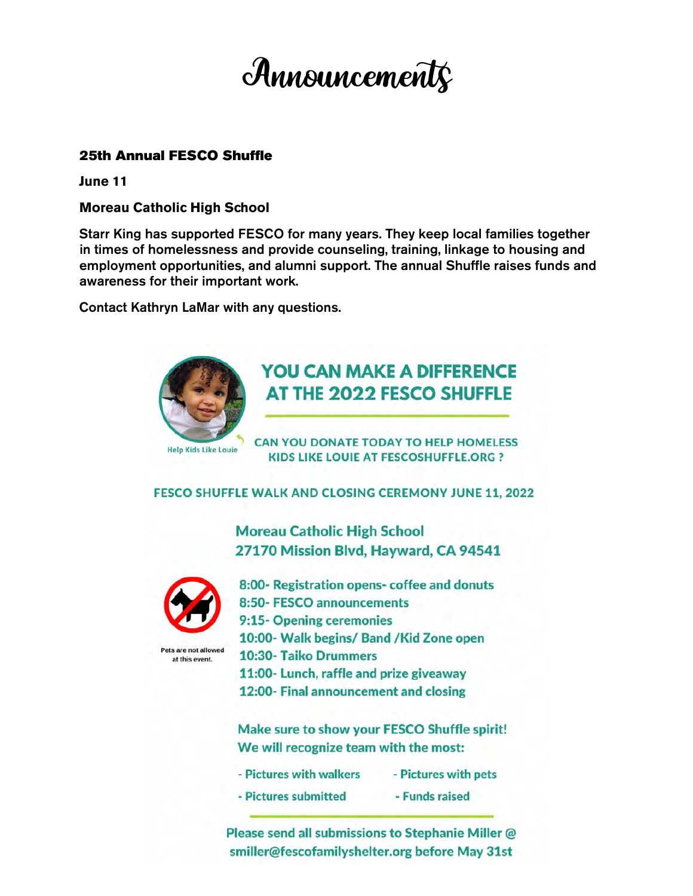# Announcements

**25th Annual FESCO Shuffle**

**June 11**

**Moreau Catholic High School**

Starr King has supported FESCO for many years. They keep local families together in times of homelessness and provide counseling, training, linkage to housing and employment opportunities, and alumni support. The annual Shuffle raises funds and awareness for their important work.

Contact Kathryn LaMar with any questions.

## YOU CAN MAKE A DIFFERENCE AT THE 2022 FESCO SHUFFLE

Help Kids Like Louie

CAN YOU DONATE TODAY TO HELP HOMELESS KIDS LIKE LOUIE AT FESCOSHUFFLE.ORG ?

**FESCO SHUFFLE WALK AND CLOSING CEREMONY JUNE 11, 2022**

Moreau Catholic High School
27170 Mission Blvd, Hayward, CA 94541

Pets are not allowed at this event.

- 8:00- Registration opens- coffee and donuts
- 8:50- FESCO announcements
- 9:15- Opening ceremonies
- 10:00- Walk begins/ Band /Kid Zone open
- 10:30- Taiko Drummers
- 11:00- Lunch, raffle and prize giveaway
- 12:00- Final announcement and closing

Make sure to show your FESCO Shuffle spirit!
We will recognize team with the most:

- Pictures with walkers
- Pictures with pets
- Pictures submitted
- Funds raised

Please send all submissions to Stephanie Miller @ smiller@fescofamilyshelter.org before May 31st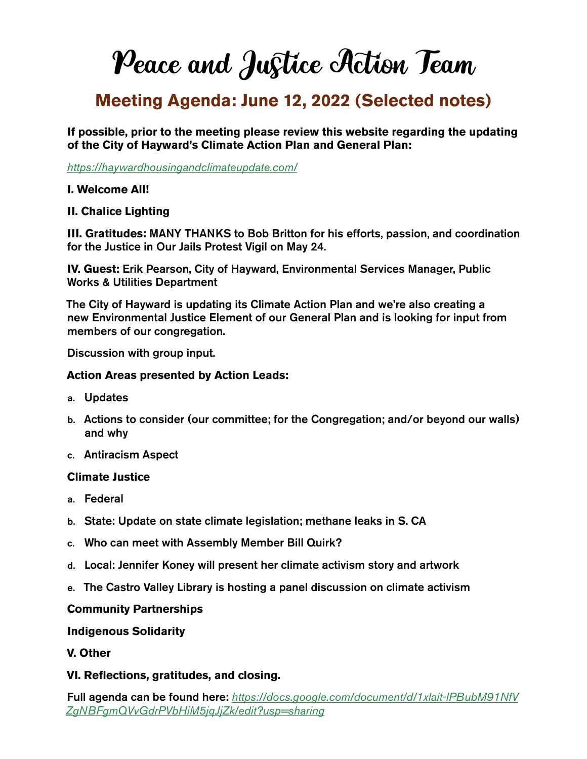# Peace and Justice Action Team

## Meeting Agenda: June 12, 2022 (Selected notes)

**If possible, prior to the meeting please review this website regarding the updating of the City of Hayward's Climate Action Plan and General Plan:**

*https://haywardhousingandclimateupdate.com/*

**I. Welcome All!**

**II. Chalice Lighting**

**III. Gratitudes:** MANY THANKS to Bob Britton for his efforts, passion, and coordination for the Justice in Our Jails Protest Vigil on May 24.

**IV. Guest:** Erik Pearson, City of Hayward, Environmental Services Manager, Public Works & Utilities Department

The City of Hayward is updating its Climate Action Plan and we're also creating a new Environmental Justice Element of our General Plan and is looking for input from members of our congregation.

Discussion with group input.

**Action Areas presented by Action Leads:**

a. Updates
b. Actions to consider (our committee; for the Congregation; and/or beyond our walls) and why
c. Antiracism Aspect

**Climate Justice**

a. Federal
b. State: Update on state climate legislation; methane leaks in S. CA
c. Who can meet with Assembly Member Bill Quirk?
d. Local: Jennifer Koney will present her climate activism story and artwork
e. The Castro Valley Library is hosting a panel discussion on climate activism

**Community Partnerships**

**Indigenous Solidarity**

**V. Other**

**VI. Reflections, gratitudes, and closing.**

**Full agenda can be found here:** *https://docs.google.com/document/d/1xlait-lPBubM91NfVZgNBFgmQVvGdrPVbHiM5jqJjZk/edit?usp=sharing*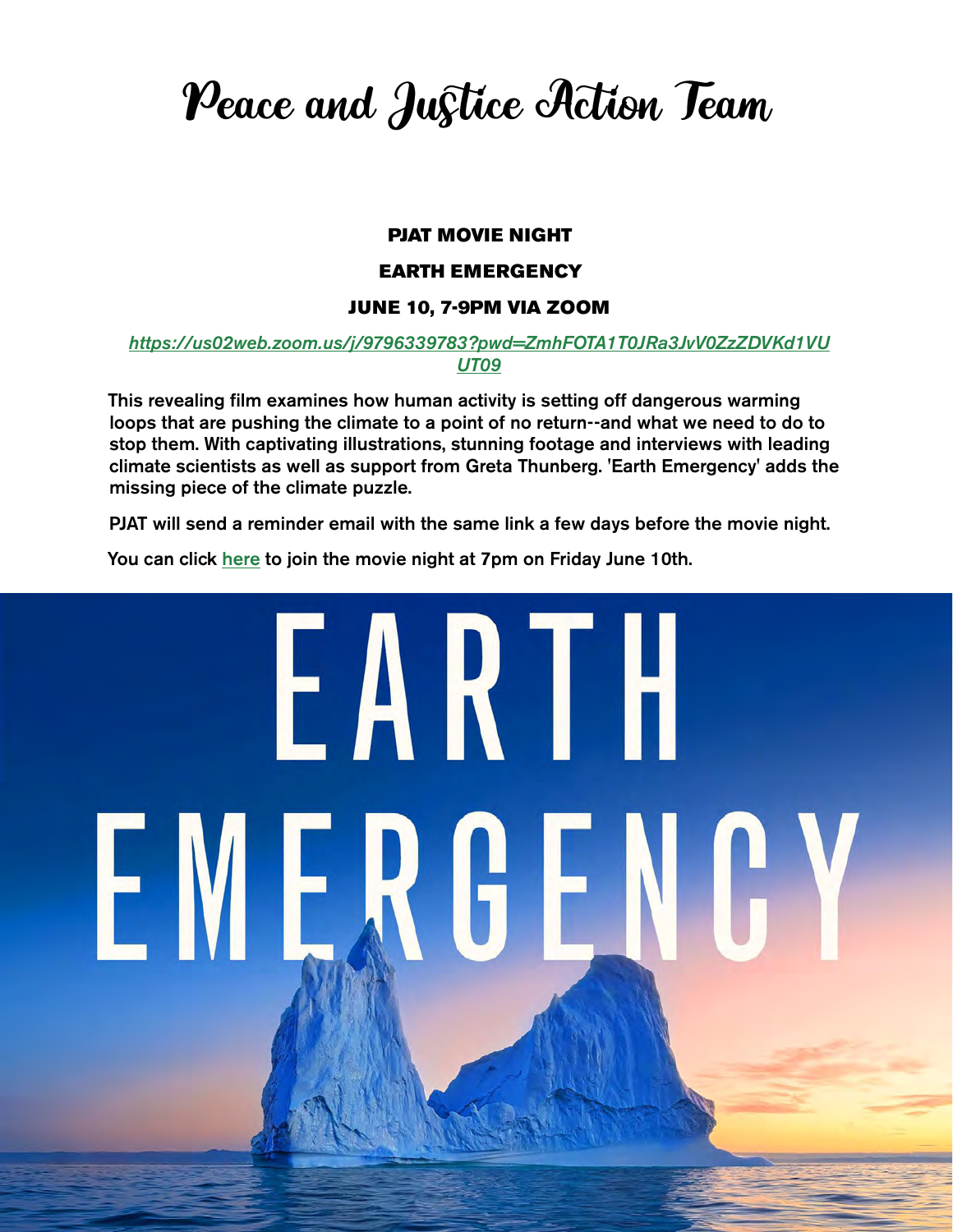# Peace and Justice Action Team

**PJAT MOVIE NIGHT**

**EARTH EMERGENCY**

**JUNE 10, 7-9PM VIA ZOOM**

*https://us02web.zoom.us/j/9796339783?pwd=ZmhFOTA1T0JRa3JvV0ZzZDVKd1VUUT09*

This revealing film examines how human activity is setting off dangerous warming loops that are pushing the climate to a point of no return--and what we need to do to stop them. With captivating illustrations, stunning footage and interviews with leading climate scientists as well as support from Greta Thunberg. 'Earth Emergency' adds the missing piece of the climate puzzle.

PJAT will send a reminder email with the same link a few days before the movie night.

You can click here to join the movie night at 7pm on Friday June 10th.

EARTH EMERGENCY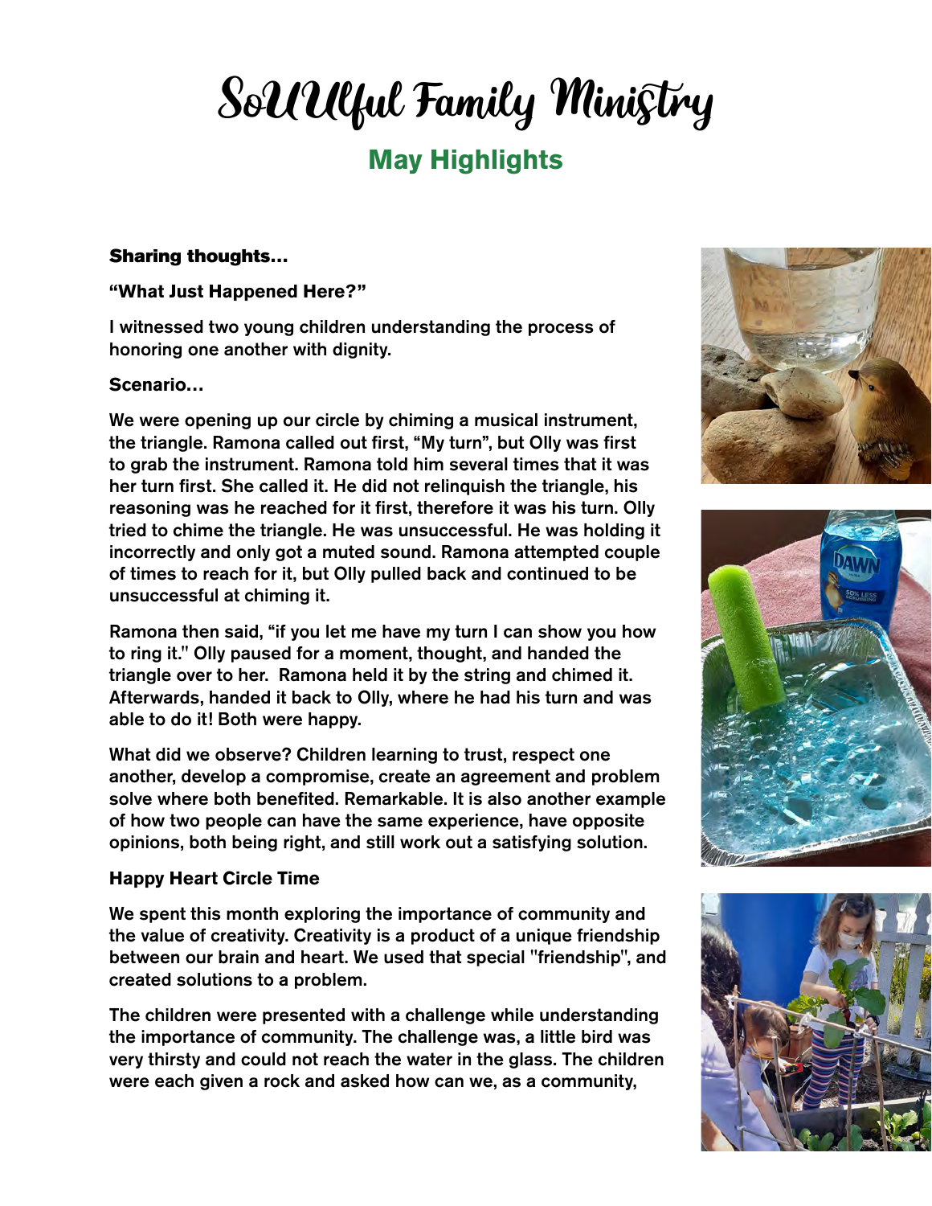# SoUUlful Family Ministry

## May Highlights

**Sharing thoughts...**

**"What Just Happened Here?"**

I witnessed two young children understanding the process of honoring one another with dignity.

**Scenario...**

We were opening up our circle by chiming a musical instrument, the triangle. Ramona called out first, "My turn", but Olly was first to grab the instrument. Ramona told him several times that it was her turn first. She called it. He did not relinquish the triangle, his reasoning was he reached for it first, therefore it was his turn. Olly tried to chime the triangle. He was unsuccessful. He was holding it incorrectly and only got a muted sound. Ramona attempted couple of times to reach for it, but Olly pulled back and continued to be unsuccessful at chiming it.

Ramona then said, "if you let me have my turn I can show you how to ring it." Olly paused for a moment, thought, and handed the triangle over to her. Ramona held it by the string and chimed it. Afterwards, handed it back to Olly, where he had his turn and was able to do it! Both were happy.

What did we observe? Children learning to trust, respect one another, develop a compromise, create an agreement and problem solve where both benefited. Remarkable. It is also another example of how two people can have the same experience, have opposite opinions, both being right, and still work out a satisfying solution.

**Happy Heart Circle Time**

We spent this month exploring the importance of community and the value of creativity. Creativity is a product of a unique friendship between our brain and heart. We used that special "friendship", and created solutions to a problem.

The children were presented with a challenge while understanding the importance of community. The challenge was, a little bird was very thirsty and could not reach the water in the glass. The children were each given a rock and asked how can we, as a community,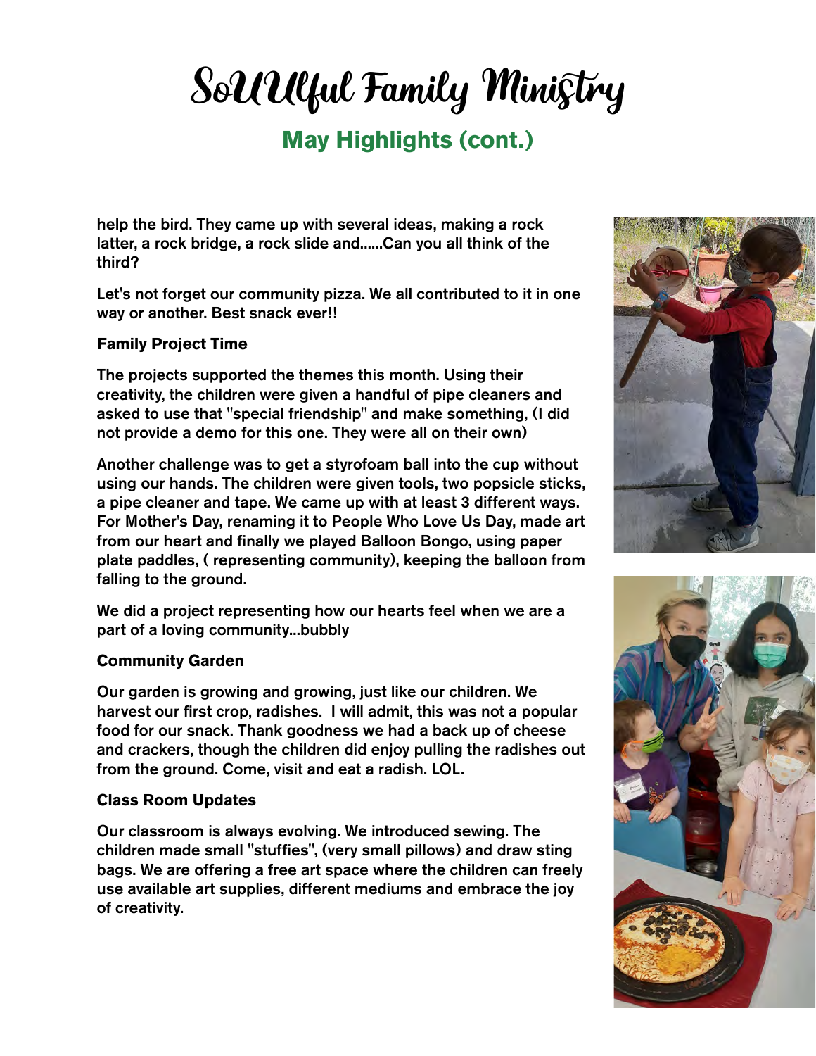# SoUUlful Family Ministry

## May Highlights (cont.)

help the bird. They came up with several ideas, making a rock latter, a rock bridge, a rock slide and......Can you all think of the third?

Let's not forget our community pizza. We all contributed to it in one way or another. Best snack ever!!

**Family Project Time**

The projects supported the themes this month. Using their creativity, the children were given a handful of pipe cleaners and asked to use that "special friendship" and make something, (I did not provide a demo for this one. They were all on their own)

Another challenge was to get a styrofoam ball into the cup without using our hands. The children were given tools, two popsicle sticks, a pipe cleaner and tape. We came up with at least 3 different ways. For Mother's Day, renaming it to People Who Love Us Day, made art from our heart and finally we played Balloon Bongo, using paper plate paddles, ( representing community), keeping the balloon from falling to the ground.

We did a project representing how our hearts feel when we are a part of a loving community...bubbly

**Community Garden**

Our garden is growing and growing, just like our children. We harvest our first crop, radishes. I will admit, this was not a popular food for our snack. Thank goodness we had a back up of cheese and crackers, though the children did enjoy pulling the radishes out from the ground. Come, visit and eat a radish. LOL.

**Class Room Updates**

Our classroom is always evolving. We introduced sewing. The children made small "stuffies", (very small pillows) and draw sting bags. We are offering a free art space where the children can freely use available art supplies, different mediums and embrace the joy of creativity.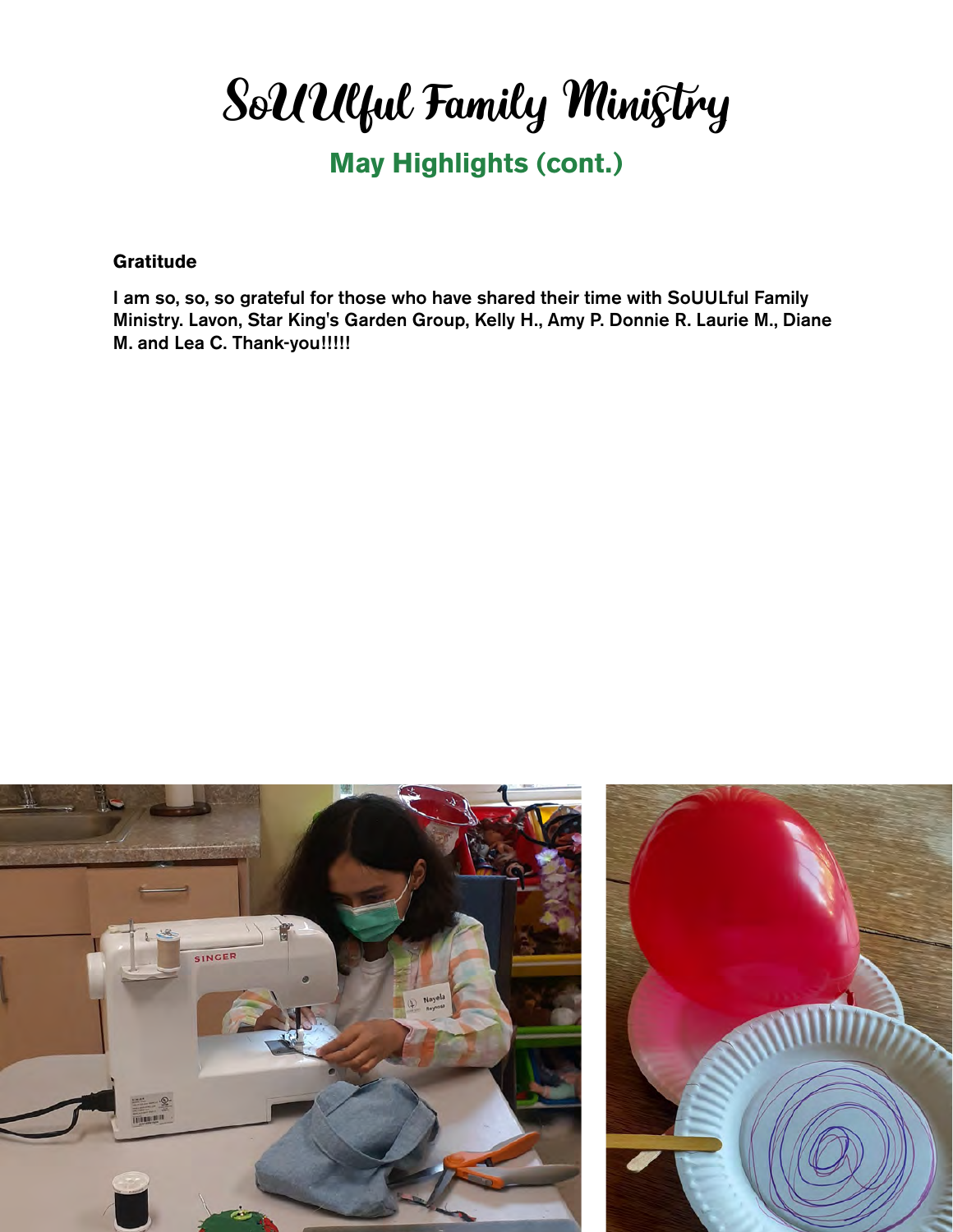# SoUUlful Family Ministry

## May Highlights (cont.)

**Gratitude**

**I am so, so, so grateful for those who have shared their time with SoUULful Family Ministry. Lavon, Star King's Garden Group, Kelly H., Amy P. Donnie R. Laurie M., Diane M. and Lea C. Thank-you!!!!!**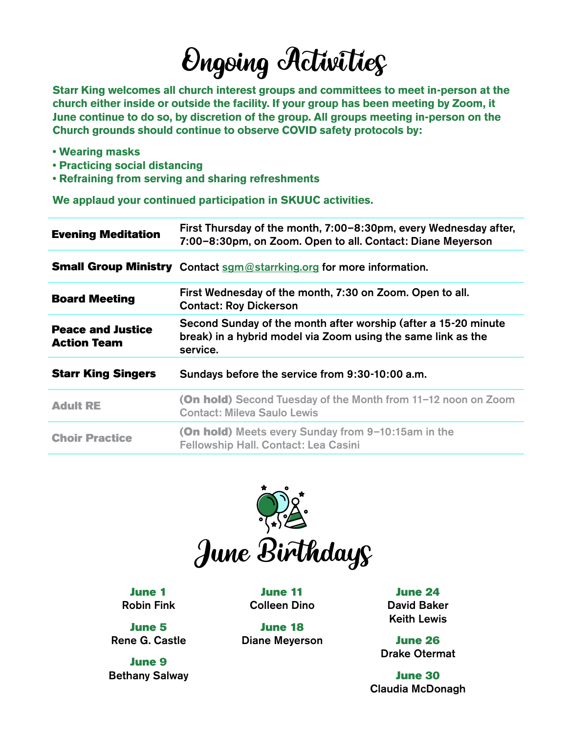# Ongoing Activities

**Starr King welcomes all church interest groups and committees to meet in-person at the church either inside or outside the facility. If your group has been meeting by Zoom, it June continue to do so, by discretion of the group. All groups meeting in-person on the Church grounds should continue to observe COVID safety protocols by:**

- **Wearing masks**
- **Practicing social distancing**
- **Refraining from serving and sharing refreshments**

**We applaud your continued participation in SKUUC activities.**

| | |
|---|---|
| **Evening Meditation** | First Thursday of the month, 7:00–8:30pm, every Wednesday after, 7:00–8:30pm, on Zoom. Open to all. Contact: Diane Meyerson |
| **Small Group Ministry** | Contact sgm@starrking.org for more information. |
| **Board Meeting** | First Wednesday of the month, 7:30 on Zoom. Open to all. Contact: Roy Dickerson |
| **Peace and Justice Action Team** | Second Sunday of the month after worship (after a 15-20 minute break) in a hybrid model via Zoom using the same link as the service. |
| **Starr King Singers** | Sundays before the service from 9:30-10:00 a.m. |
| **Adult RE** | **(On hold)** Second Tuesday of the Month from 11–12 noon on Zoom Contact: Mileva Saulo Lewis |
| **Choir Practice** | **(On hold)** Meets every Sunday from 9–10:15am in the Fellowship Hall. Contact: Lea Casini |

# June Birthdays

**June 1**
Robin Fink

**June 5**
Rene G. Castle

**June 9**
Bethany Salway

**June 11**
Colleen Dino

**June 18**
Diane Meyerson

**June 24**
David Baker
Keith Lewis

**June 26**
Drake Otermat

**June 30**
Claudia McDonagh